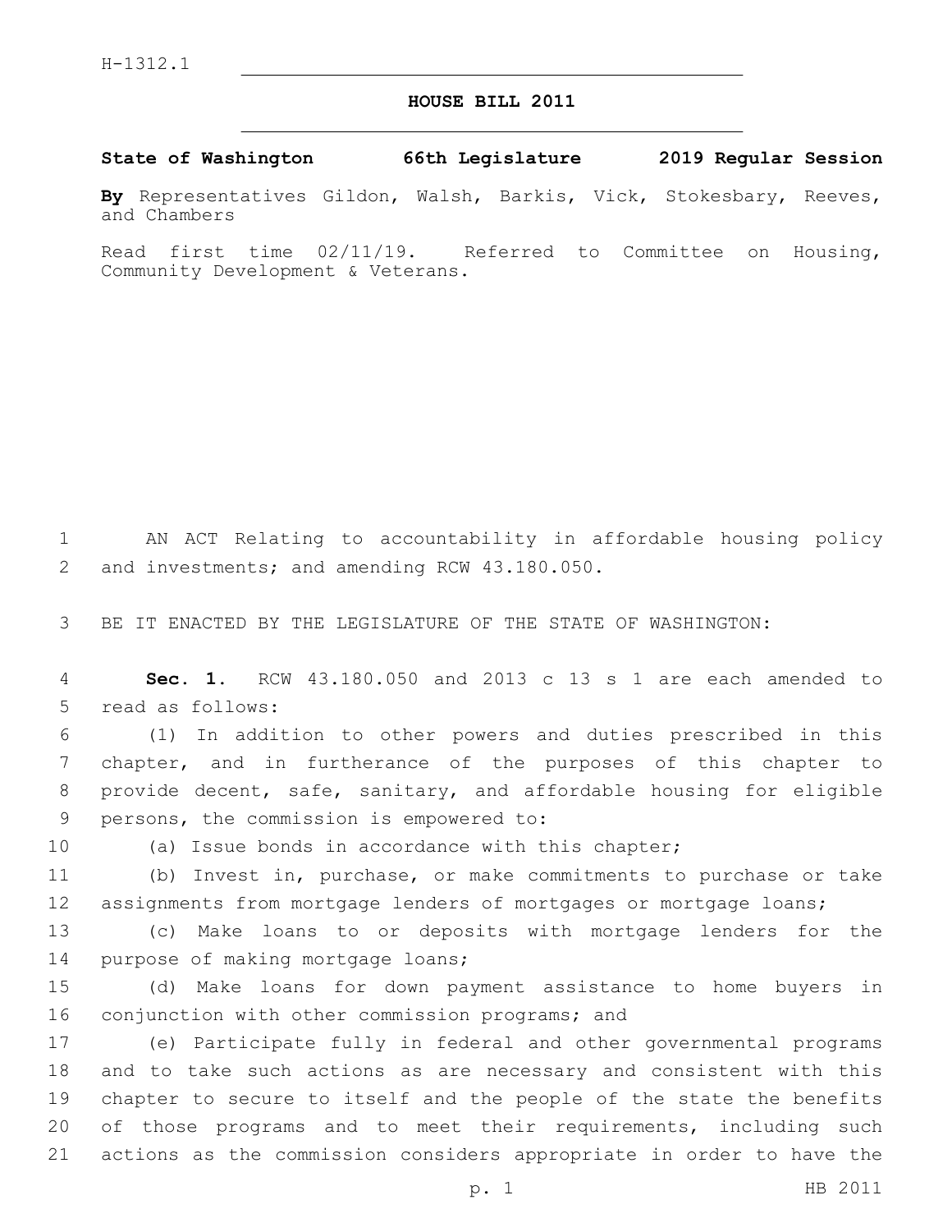H-1312.1

# HOUSE BILL 2011

**State of Washington 66th Legislature 2019 Regular Session**

**By** Representatives Gildon, Walsh, Barkis, Vick, Stokesbary, Reeves, and Chambers

Read first time 02/11/19. Referred to Committee on Housing, Community Development & Veterans.

AN ACT Relating to accountability in affordable housing policy and investments; and amending RCW 43.180.050.

BE IT ENACTED BY THE LEGISLATURE OF THE STATE OF WASHINGTON:

**Sec. 1.** RCW 43.180.050 and 2013 c 13 s 1 are each amended to read as follows:

(1) In addition to other powers and duties prescribed in this chapter, and in furtherance of the purposes of this chapter to provide decent, safe, sanitary, and affordable housing for eligible persons, the commission is empowered to:

(a) Issue bonds in accordance with this chapter;

(b) Invest in, purchase, or make commitments to purchase or take assignments from mortgage lenders of mortgages or mortgage loans;

(c) Make loans to or deposits with mortgage lenders for the purpose of making mortgage loans;

(d) Make loans for down payment assistance to home buyers in conjunction with other commission programs; and

(e) Participate fully in federal and other governmental programs and to take such actions as are necessary and consistent with this chapter to secure to itself and the people of the state the benefits of those programs and to meet their requirements, including such actions as the commission considers appropriate in order to have the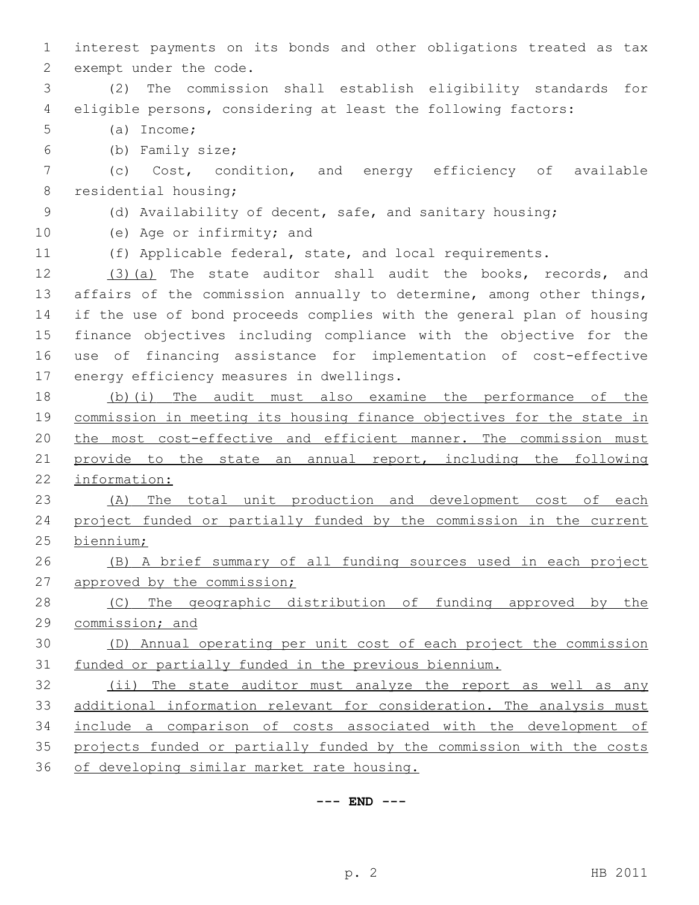interest payments on its bonds and other obligations treated as tax exempt under the code.

(2) The commission shall establish eligibility standards for eligible persons, considering at least the following factors:

(a) Income;

(b) Family size;

(c) Cost, condition, and energy efficiency of available residential housing;

(d) Availability of decent, safe, and sanitary housing;

(e) Age or infirmity; and

(f) Applicable federal, state, and local requirements.

(3)(a) The state auditor shall audit the books, records, and affairs of the commission annually to determine, among other things, if the use of bond proceeds complies with the general plan of housing finance objectives including compliance with the objective for the use of financing assistance for implementation of cost-effective energy efficiency measures in dwellings.

(b)(i) The audit must also examine the performance of the commission in meeting its housing finance objectives for the state in the most cost-effective and efficient manner. The commission must provide to the state an annual report, including the following information:

(A) The total unit production and development cost of each project funded or partially funded by the commission in the current biennium;

(B) A brief summary of all funding sources used in each project approved by the commission;

(C) The geographic distribution of funding approved by the commission; and

(D) Annual operating per unit cost of each project the commission funded or partially funded in the previous biennium.

(ii) The state auditor must analyze the report as well as any additional information relevant for consideration. The analysis must include a comparison of costs associated with the development of projects funded or partially funded by the commission with the costs of developing similar market rate housing.

**--- END ---**